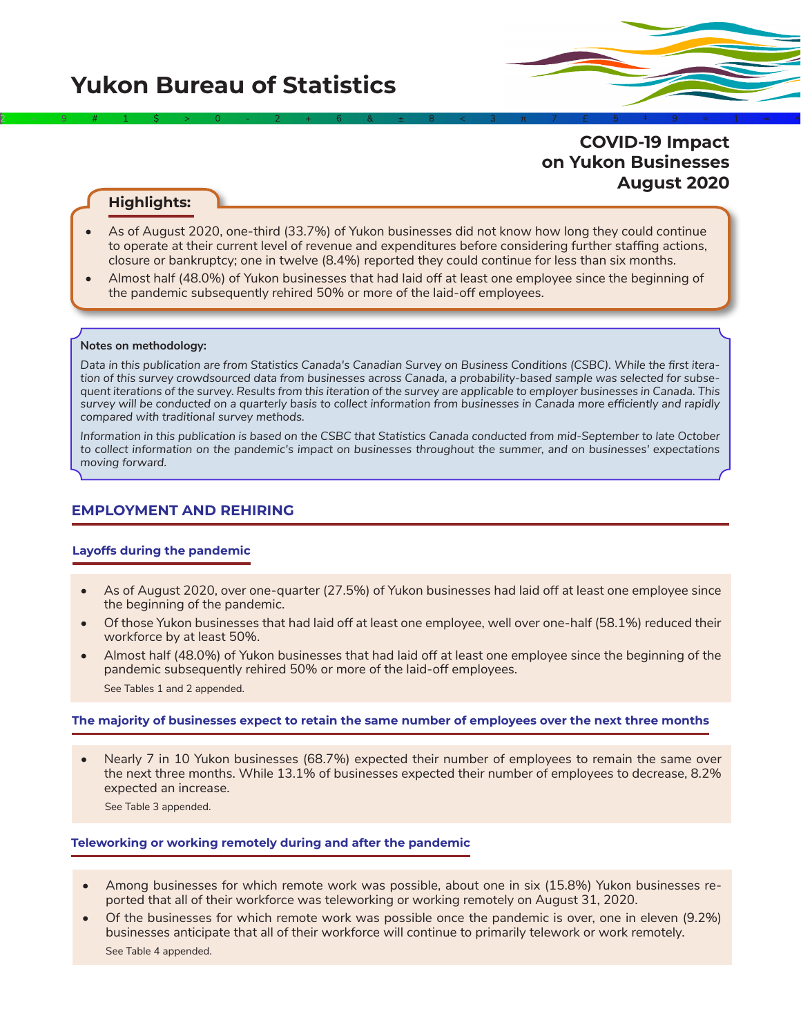# Yukon Bureau of Statistics

## COVID-19 Impact on Yukon Businesses August 2020

**Highlights:**

- As of August 2020, one-third (33.7%) of Yukon businesses did not know how long they could continue to operate at their current level of revenue and expenditures before considering further staffing actions, closure or bankruptcy; one in twelve (8.4%) reported they could continue for less than six months.
- Almost half (48.0%) of Yukon businesses that had laid off at least one employee since the beginning of the pandemic subsequently rehired 50% or more of the laid-off employees.

**Notes on methodology:**

*Data in this publication are from Statistics Canada's Canadian Survey on Business Conditions (CSBC). While the first iteration of this survey crowdsourced data from businesses across Canada, a probability-based sample was selected for subsequent iterations of the survey. Results from this iteration of the survey are applicable to employer businesses in Canada. This survey will be conducted on a quarterly basis to collect information from businesses in Canada more efficiently and rapidly compared with traditional survey methods.*

*Information in this publication is based on the CSBC that Statistics Canada conducted from mid-September to late October to collect information on the pandemic's impact on businesses throughout the summer, and on businesses' expectations moving forward.*

## EMPLOYMENT AND REHIRING

### Layoffs during the pandemic

- As of August 2020, over one-quarter (27.5%) of Yukon businesses had laid off at least one employee since the beginning of the pandemic.
- Of those Yukon businesses that had laid off at least one employee, well over one-half (58.1%) reduced their workforce by at least 50%.
- Almost half (48.0%) of Yukon businesses that had laid off at least one employee since the beginning of the pandemic subsequently rehired 50% or more of the laid-off employees.

See Tables 1 and 2 appended.

### The majority of businesses expect to retain the same number of employees over the next three months

- Nearly 7 in 10 Yukon businesses (68.7%) expected their number of employees to remain the same over the next three months. While 13.1% of businesses expected their number of employees to decrease, 8.2% expected an increase.

See Table 3 appended.

### Teleworking or working remotely during and after the pandemic

- Among businesses for which remote work was possible, about one in six (15.8%) Yukon businesses reported that all of their workforce was teleworking or working remotely on August 31, 2020.
- Of the businesses for which remote work was possible once the pandemic is over, one in eleven (9.2%) businesses anticipate that all of their workforce will continue to primarily telework or work remotely.

See Table 4 appended.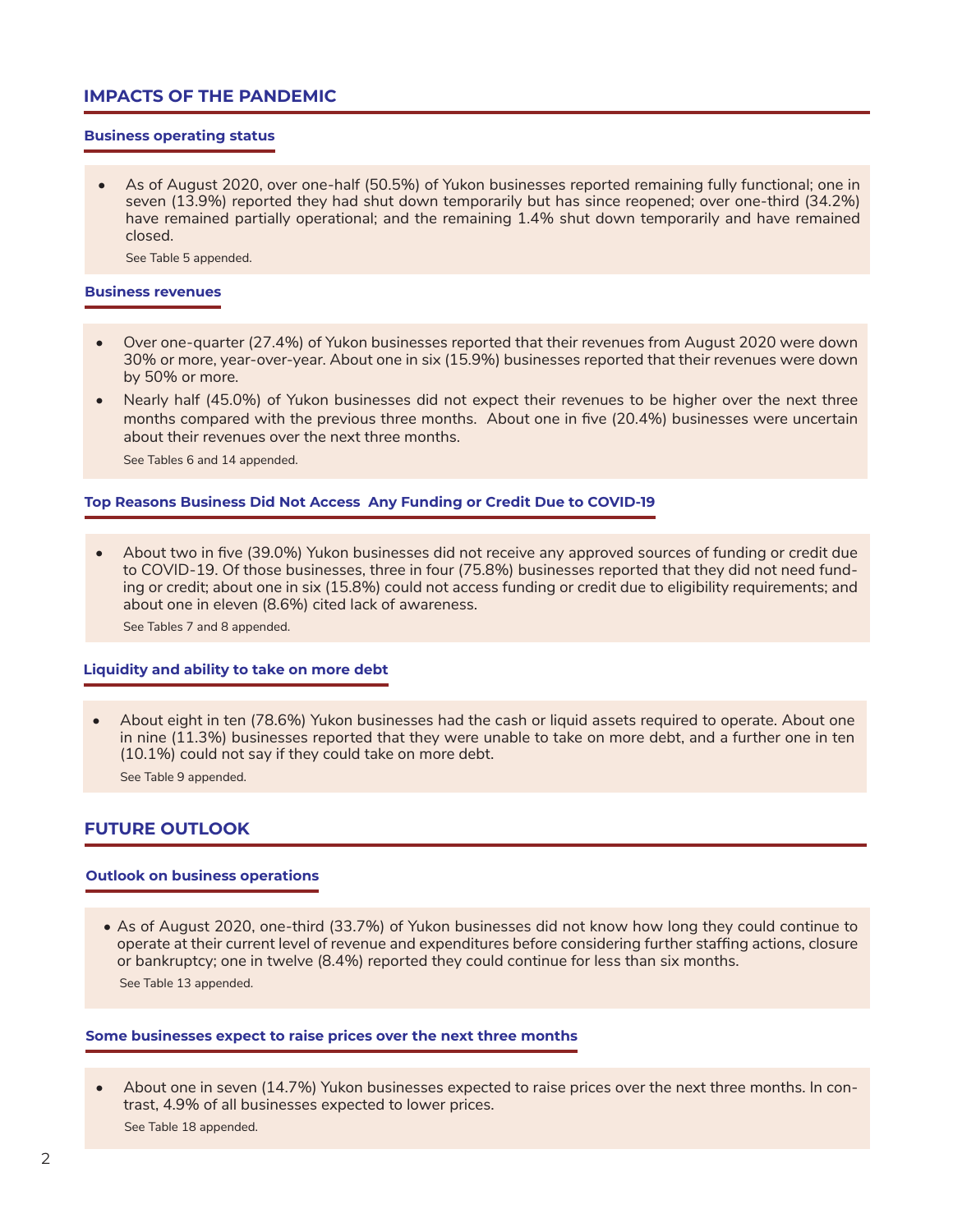## IMPACTS OF THE PANDEMIC

### Business operating status

- As of August 2020, over one-half (50.5%) of Yukon businesses reported remaining fully functional; one in seven (13.9%) reported they had shut down temporarily but has since reopened; over one-third (34.2%) have remained partially operational; and the remaining 1.4% shut down temporarily and have remained closed.

  See Table 5 appended.

### Business revenues

- Over one-quarter (27.4%) of Yukon businesses reported that their revenues from August 2020 were down 30% or more, year-over-year. About one in six (15.9%) businesses reported that their revenues were down by 50% or more.
- Nearly half (45.0%) of Yukon businesses did not expect their revenues to be higher over the next three months compared with the previous three months. About one in five (20.4%) businesses were uncertain about their revenues over the next three months.

  See Tables 6 and 14 appended.

### Top Reasons Business Did Not Access Any Funding or Credit Due to COVID-19

- About two in five (39.0%) Yukon businesses did not receive any approved sources of funding or credit due to COVID-19. Of those businesses, three in four (75.8%) businesses reported that they did not need funding or credit; about one in six (15.8%) could not access funding or credit due to eligibility requirements; and about one in eleven (8.6%) cited lack of awareness.

  See Tables 7 and 8 appended.

### Liquidity and ability to take on more debt

- About eight in ten (78.6%) Yukon businesses had the cash or liquid assets required to operate. About one in nine (11.3%) businesses reported that they were unable to take on more debt, and a further one in ten (10.1%) could not say if they could take on more debt.

  See Table 9 appended.

## FUTURE OUTLOOK

### Outlook on business operations

- As of August 2020, one-third (33.7%) of Yukon businesses did not know how long they could continue to operate at their current level of revenue and expenditures before considering further staffing actions, closure or bankruptcy; one in twelve (8.4%) reported they could continue for less than six months.

  See Table 13 appended.

### Some businesses expect to raise prices over the next three months

- About one in seven (14.7%) Yukon businesses expected to raise prices over the next three months. In contrast, 4.9% of all businesses expected to lower prices.

  See Table 18 appended.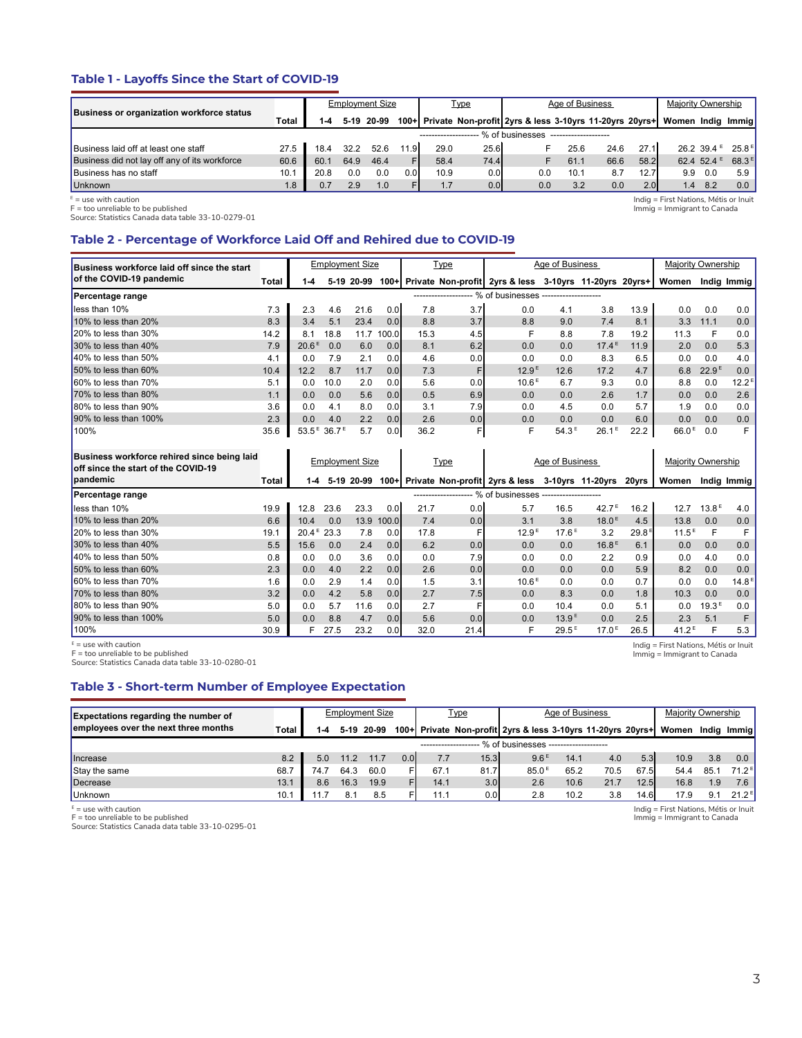## Table 1 - Layoffs Since the Start of COVID-19

| Business or organization workforce status | Total | Employment Size | | | | Type | | Age of Business | | | | Majority Ownership | | |
|---|---|---|---|---|---|---|---|---|---|---|---|---|---|---|
| | | 1-4 | 5-19 | 20-99 | 100+ | Private | Non-profit | 2yrs & less | 3-10yrs | 11-20yrs | 20yrs+ | Women | Indig | Immig |
| | -------------------- % of businesses -------------------- | | | | | | | | | | | | | |
| Business laid off at least one staff | 27.5 | 18.4 | 32.2 | 52.6 | 11.9 | 29.0 | 25.6 | F | 25.6 | 24.6 | 27.1 | 26.2 | 39.4 E | 25.8 E |
| Business did not lay off any of its workforce | 60.6 | 60.1 | 64.9 | 46.4 | F | 58.4 | 74.4 | F | 61.1 | 66.6 | 58.2 | 62.4 | 52.4 E | 68.3 E |
| Business has no staff | 10.1 | 20.8 | 0.0 | 0.0 | 0.0 | 10.9 | 0.0 | 0.0 | 10.1 | 8.7 | 12.7 | 9.9 | 0.0 | 5.9 |
| Unknown | 1.8 | 0.7 | 2.9 | 1.0 | F | 1.7 | 0.0 | 0.0 | 3.2 | 0.0 | 2.0 | 1.4 | 8.2 | 0.0 |

E = use with caution
F = too unreliable to be published
Source: Statistics Canada data table 33-10-0279-01

Indig = First Nations, Métis or Inuit
Immig = Immigrant to Canada

## Table 2 - Percentage of Workforce Laid Off and Rehired due to COVID-19

| Business workforce laid off since the start of the COVID-19 pandemic | Total | Employment Size | | | | Type | | Age of Business | | | | Majority Ownership | | |
|---|---|---|---|---|---|---|---|---|---|---|---|---|---|---|
| | | 1-4 | 5-19 | 20-99 | 100+ | Private | Non-profit | 2yrs & less | 3-10yrs | 11-20yrs | 20yrs+ | Women | Indig | Immig |
| **Percentage range** | -------------------- % of businesses -------------------- | | | | | | | | | | | | | |
| less than 10% | 7.3 | 2.3 | 4.6 | 21.6 | 0.0 | 7.8 | 3.7 | 0.0 | 4.1 | 3.8 | 13.9 | 0.0 | 0.0 | 0.0 |
| 10% to less than 20% | 8.3 | 3.4 | 5.1 | 23.4 | 0.0 | 8.8 | 3.7 | 8.8 | 9.0 | 7.4 | 8.1 | 3.3 | 11.1 | 0.0 |
| 20% to less than 30% | 14.2 | 8.1 | 18.8 | 11.7 | 100.0 | 15.3 | 4.5 | F | 8.8 | 7.8 | 19.2 | 11.3 | F | 0.0 |
| 30% to less than 40% | 7.9 | 20.6 E | 0.0 | 6.0 | 0.0 | 8.1 | 6.2 | 0.0 | 0.0 | 17.4 E | 11.9 | 2.0 | 0.0 | 5.3 |
| 40% to less than 50% | 4.1 | 0.0 | 7.9 | 2.1 | 0.0 | 4.6 | 0.0 | 0.0 | 0.0 | 8.3 | 6.5 | 0.0 | 0.0 | 4.0 |
| 50% to less than 60% | 10.4 | 12.2 | 8.7 | 11.7 | 0.0 | 7.3 | F | 12.9 E | 12.6 | 17.2 | 4.7 | 6.8 | 22.9 E | 0.0 |
| 60% to less than 70% | 5.1 | 0.0 | 10.0 | 2.0 | 0.0 | 5.6 | 0.0 | 10.6 E | 6.7 | 9.3 | 0.0 | 8.8 | 0.0 | 12.2 E |
| 70% to less than 80% | 1.1 | 0.0 | 0.0 | 5.6 | 0.0 | 0.5 | 6.9 | 0.0 | 0.0 | 2.6 | 1.7 | 0.0 | 0.0 | 2.6 |
| 80% to less than 90% | 3.6 | 0.0 | 4.1 | 8.0 | 0.0 | 3.1 | 7.9 | 0.0 | 4.5 | 0.0 | 5.7 | 1.9 | 0.0 | 0.0 |
| 90% to less than 100% | 2.3 | 0.0 | 4.0 | 2.2 | 0.0 | 2.6 | 0.0 | 0.0 | 0.0 | 0.0 | 6.0 | 0.0 | 0.0 | 0.0 |
| 100% | 35.6 | 53.5 E | 36.7 E | 5.7 | 0.0 | 36.2 | F | F | 54.3 E | 26.1 E | 22.2 | 66.0 E | 0.0 | F |

| Business workforce rehired since being laid off since the start of the COVID-19 pandemic | Total | Employment Size | | | | Type | | Age of Business | | | | Majority Ownership | | |
|---|---|---|---|---|---|---|---|---|---|---|---|---|---|---|
| | | 1-4 | 5-19 | 20-99 | 100+ | Private | Non-profit | 2yrs & less | 3-10yrs | 11-20yrs | 20yrs | Women | Indig | Immig |
| **Percentage range** | -------------------- % of businesses -------------------- | | | | | | | | | | | | | |
| less than 10% | 19.9 | 12.8 | 23.6 | 23.3 | 0.0 | 21.7 | 0.0 | 5.7 | 16.5 | 42.7 E | 16.2 | 12.7 | 13.8 E | 4.0 |
| 10% to less than 20% | 6.6 | 10.4 | 0.0 | 13.9 | 100.0 | 7.4 | 0.0 | 3.1 | 3.8 | 18.0 E | 4.5 | 13.8 | 0.0 | 0.0 |
| 20% to less than 30% | 19.1 | 20.4 E | 23.3 | 7.8 | 0.0 | 17.8 | F | 12.9 E | 17.6 E | 3.2 | 29.8 E | 11.5 E | F | F |
| 30% to less than 40% | 5.5 | 15.6 | 0.0 | 2.4 | 0.0 | 6.2 | 0.0 | 0.0 | 0.0 | 16.8 E | 6.1 | 0.0 | 0.0 | 0.0 |
| 40% to less than 50% | 0.8 | 0.0 | 0.0 | 3.6 | 0.0 | 0.0 | 7.9 | 0.0 | 0.0 | 2.2 | 0.9 | 0.0 | 4.0 | 0.0 |
| 50% to less than 60% | 2.3 | 0.0 | 4.0 | 2.2 | 0.0 | 2.6 | 0.0 | 0.0 | 0.0 | 0.0 | 5.9 | 8.2 | 0.0 | 0.0 |
| 60% to less than 70% | 1.6 | 0.0 | 2.9 | 1.4 | 0.0 | 1.5 | 3.1 | 10.6 E | 0.0 | 0.0 | 0.7 | 0.0 | 0.0 | 14.8 E |
| 70% to less than 80% | 3.2 | 0.0 | 4.2 | 5.8 | 0.0 | 2.7 | 7.5 | 0.0 | 8.3 | 0.0 | 1.8 | 10.3 | 0.0 | 0.0 |
| 80% to less than 90% | 5.0 | 0.0 | 5.7 | 11.6 | 0.0 | 2.7 | F | 0.0 | 10.4 | 0.0 | 5.1 | 0.0 | 19.3 E | 0.0 |
| 90% to less than 100% | 5.0 | 0.0 | 8.8 | 4.7 | 0.0 | 5.6 | 0.0 | 0.0 | 13.9 E | 0.0 | 2.5 | 2.3 | 5.1 | F |
| 100% | 30.9 | F | 27.5 | 23.2 | 0.0 | 32.0 | 21.4 | F | 29.5 E | 17.0 E | 26.5 | 41.2 E | F | 5.3 |

E = use with caution
F = too unreliable to be published
Source: Statistics Canada data table 33-10-0280-01

Indig = First Nations, Métis or Inuit
Immig = Immigrant to Canada

## Table 3 - Short-term Number of Employee Expectation

| Expectations regarding the number of employees over the next three months | Total | Employment Size | | | | Type | | Age of Business | | | | Majority Ownership | | |
|---|---|---|---|---|---|---|---|---|---|---|---|---|---|---|
| | | 1-4 | 5-19 | 20-99 | 100+ | Private | Non-profit | 2yrs & less | 3-10yrs | 11-20yrs | 20yrs+ | Women | Indig | Immig |
| | -------------------- % of businesses -------------------- | | | | | | | | | | | | | |
| Increase | 8.2 | 5.0 | 11.2 | 11.7 | 0.0 | 7.7 | 15.3 | 9.6 E | 14.1 | 4.0 | 5.3 | 10.9 | 3.8 | 0.0 |
| Stay the same | 68.7 | 74.7 | 64.3 | 60.0 | F | 67.1 | 81.7 | 85.0 E | 65.2 | 70.5 | 67.5 | 54.4 | 85.1 | 71.2 E |
| Decrease | 13.1 | 8.6 | 16.3 | 19.9 | F | 14.1 | 3.0 | 2.6 | 10.6 | 21.7 | 12.5 | 16.8 | 1.9 | 7.6 |
| Unknown | 10.1 | 11.7 | 8.1 | 8.5 | F | 11.1 | 0.0 | 2.8 | 10.2 | 3.8 | 14.6 | 17.9 | 9.1 | 21.2 E |

E = use with caution
F = too unreliable to be published
Source: Statistics Canada data table 33-10-0295-01

Indig = First Nations, Métis or Inuit
Immig = Immigrant to Canada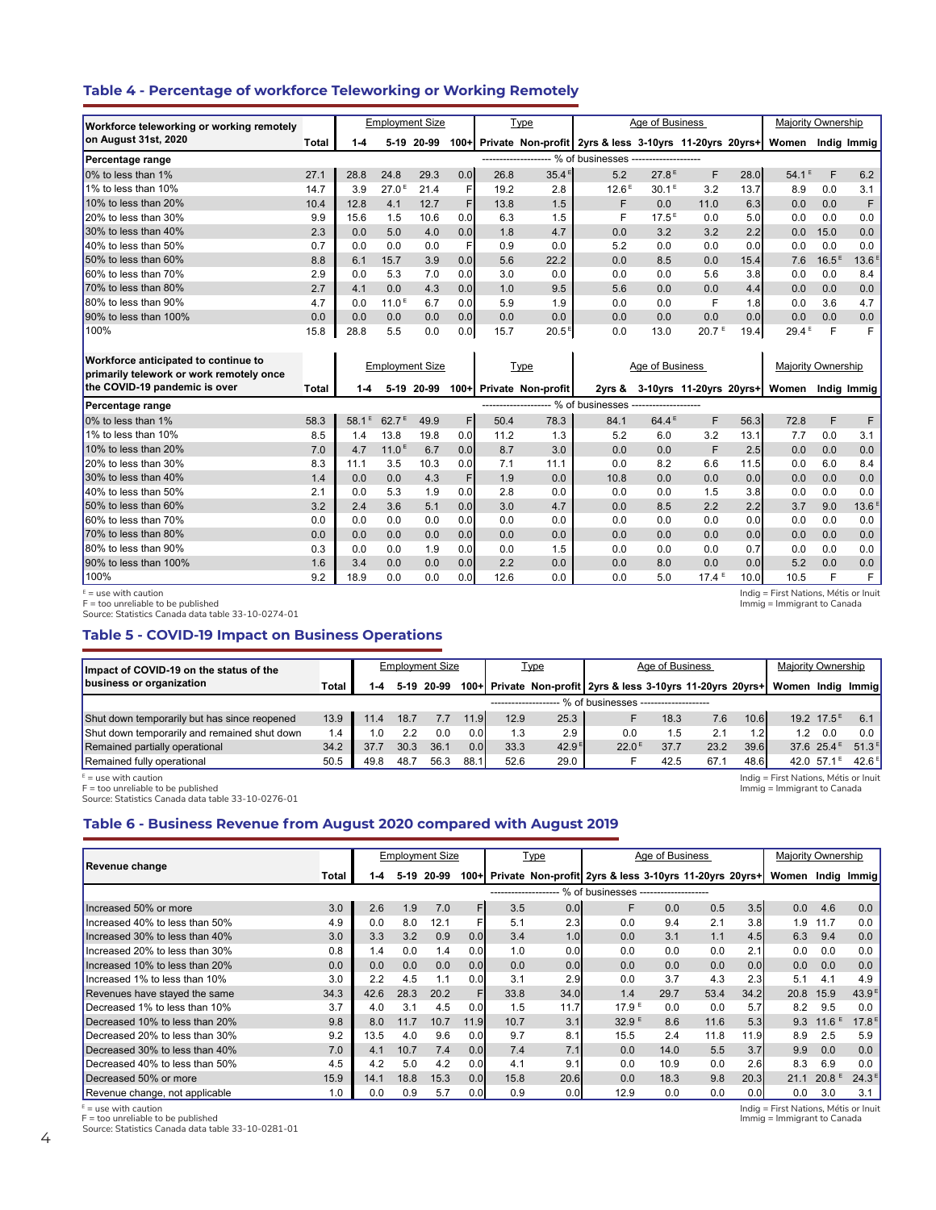## Table 4 - Percentage of workforce Teleworking or Working Remotely

| Workforce teleworking or working remotely on August 31st, 2020 | Total | Employment Size | | | | Type | | Age of Business | | | | Majority Ownership | | |
|---|---|---|---|---|---|---|---|---|---|---|---|---|---|---|
| | | 1-4 | 5-19 | 20-99 | 100+ | Private | Non-profit | 2yrs & less | 3-10yrs | 11-20yrs | 20yrs+ | Women | Indig | Immig |
| Percentage range | % of businesses | | | | | | | | | | | | | |
| 0% to less than 1% | 27.1 | 28.8 | 24.8 | 29.3 | 0.0 | 26.8 | 35.4 E | 5.2 | 27.8 E | F | 28.0 | 54.1 E | F | 6.2 |
| 1% to less than 10% | 14.7 | 3.9 | 27.0 E | 21.4 | F | 19.2 | 2.8 | 12.6 E | 30.1 E | 3.2 | 13.7 | 8.9 | 0.0 | 3.1 |
| 10% to less than 20% | 10.4 | 12.8 | 4.1 | 12.7 | F | 13.8 | 1.5 | F | 0.0 | 11.0 | 6.3 | 0.0 | 0.0 | F |
| 20% to less than 30% | 9.9 | 15.6 | 1.5 | 10.6 | 0.0 | 6.3 | 1.5 | F | 17.5 E | 0.0 | 5.0 | 0.0 | 0.0 | 0.0 |
| 30% to less than 40% | 2.3 | 0.0 | 5.0 | 4.0 | 0.0 | 1.8 | 4.7 | 0.0 | 3.2 | 3.2 | 2.2 | 0.0 | 15.0 | 0.0 |
| 40% to less than 50% | 0.7 | 0.0 | 0.0 | 0.0 | F | 0.9 | 0.0 | 5.2 | 0.0 | 0.0 | 0.0 | 0.0 | 0.0 | 0.0 |
| 50% to less than 60% | 8.8 | 6.1 | 15.7 | 3.9 | 0.0 | 5.6 | 22.2 | 0.0 | 8.5 | 0.0 | 15.4 | 7.6 | 16.5 E | 13.6 E |
| 60% to less than 70% | 2.9 | 0.0 | 5.3 | 7.0 | 0.0 | 3.0 | 0.0 | 0.0 | 0.0 | 5.6 | 3.8 | 0.0 | 0.0 | 8.4 |
| 70% to less than 80% | 2.7 | 4.1 | 0.0 | 4.3 | 0.0 | 1.0 | 9.5 | 5.6 | 0.0 | 0.0 | 4.4 | 0.0 | 0.0 | 0.0 |
| 80% to less than 90% | 4.7 | 0.0 | 11.0 E | 6.7 | 0.0 | 5.9 | 1.9 | 0.0 | 0.0 | F | 1.8 | 0.0 | 3.6 | 4.7 |
| 90% to less than 100% | 0.0 | 0.0 | 0.0 | 0.0 | 0.0 | 0.0 | 0.0 | 0.0 | 0.0 | 0.0 | 0.0 | 0.0 | 0.0 | 0.0 |
| 100% | 15.8 | 28.8 | 5.5 | 0.0 | 0.0 | 15.7 | 20.5 E | 0.0 | 13.0 | 20.7 E | 19.4 | 29.4 E | F | F |

| Workforce anticipated to continue to primarily telework or work remotely once the COVID-19 pandemic is over | Total | Employment Size | | | | Type | | Age of Business | | | | Majority Ownership | | |
|---|---|---|---|---|---|---|---|---|---|---|---|---|---|---|
| | | 1-4 | 5-19 | 20-99 | 100+ | Private | Non-profit | 2yrs & | 3-10yrs | 11-20yrs | 20yrs+ | Women | Indig | Immig |
| Percentage range | % of businesses | | | | | | | | | | | | | |
| 0% to less than 1% | 58.3 | 58.1 E | 62.7 E | 49.9 | F | 50.4 | 78.3 | 84.1 | 64.4 E | F | 56.3 | 72.8 | F | F |
| 1% to less than 10% | 8.5 | 1.4 | 13.8 | 19.8 | 0.0 | 11.2 | 1.3 | 5.2 | 6.0 | 3.2 | 13.1 | 7.7 | 0.0 | 3.1 |
| 10% to less than 20% | 7.0 | 4.7 | 11.0 E | 6.7 | 0.0 | 8.7 | 3.0 | 0.0 | 0.0 | F | 2.5 | 0.0 | 0.0 | 0.0 |
| 20% to less than 30% | 8.3 | 11.1 | 3.5 | 10.3 | 0.0 | 7.1 | 11.1 | 0.0 | 8.2 | 6.6 | 11.5 | 0.0 | 6.0 | 8.4 |
| 30% to less than 40% | 1.4 | 0.0 | 0.0 | 4.3 | F | 1.9 | 0.0 | 10.8 | 0.0 | 0.0 | 0.0 | 0.0 | 0.0 | 0.0 |
| 40% to less than 50% | 2.1 | 0.0 | 5.3 | 1.9 | 0.0 | 2.8 | 0.0 | 0.0 | 0.0 | 1.5 | 3.8 | 0.0 | 0.0 | 0.0 |
| 50% to less than 60% | 3.2 | 2.4 | 3.6 | 5.1 | 0.0 | 3.0 | 4.7 | 0.0 | 8.5 | 2.2 | 2.2 | 3.7 | 9.0 | 13.6 E |
| 60% to less than 70% | 0.0 | 0.0 | 0.0 | 0.0 | 0.0 | 0.0 | 0.0 | 0.0 | 0.0 | 0.0 | 0.0 | 0.0 | 0.0 | 0.0 |
| 70% to less than 80% | 0.0 | 0.0 | 0.0 | 0.0 | 0.0 | 0.0 | 0.0 | 0.0 | 0.0 | 0.0 | 0.0 | 0.0 | 0.0 | 0.0 |
| 80% to less than 90% | 0.3 | 0.0 | 0.0 | 1.9 | 0.0 | 0.0 | 1.5 | 0.0 | 0.0 | 0.0 | 0.7 | 0.0 | 0.0 | 0.0 |
| 90% to less than 100% | 1.6 | 3.4 | 0.0 | 0.0 | 0.0 | 2.2 | 0.0 | 0.0 | 8.0 | 0.0 | 0.0 | 5.2 | 0.0 | 0.0 |
| 100% | 9.2 | 18.9 | 0.0 | 0.0 | 0.0 | 12.6 | 0.0 | 0.0 | 5.0 | 17.4 E | 10.0 | 10.5 | F | F |

E = use with caution
F = too unreliable to be published
Source: Statistics Canada data table 33-10-0274-01

Indig = First Nations, Métis or Inuit
Immig = Immigrant to Canada

## Table 5 - COVID-19 Impact on Business Operations

| Impact of COVID-19 on the status of the business or organization | Total | Employment Size | | | | Type | | Age of Business | | | | Majority Ownership | | |
|---|---|---|---|---|---|---|---|---|---|---|---|---|---|---|
| | | 1-4 | 5-19 | 20-99 | 100+ | Private | Non-profit | 2yrs & less | 3-10yrs | 11-20yrs | 20yrs+ | Women | Indig | Immig |
| | % of businesses | | | | | | | | | | | | | |
| Shut down temporarily but has since reopened | 13.9 | 11.4 | 18.7 | 7.7 | 11.9 | 12.9 | 25.3 | F | 18.3 | 7.6 | 10.6 | 19.2 | 17.5 E | 6.1 |
| Shut down temporarily and remained shut down | 1.4 | 1.0 | 2.2 | 0.0 | 0.0 | 1.3 | 2.9 | 0.0 | 1.5 | 2.1 | 1.2 | 1.2 | 0.0 | 0.0 |
| Remained partially operational | 34.2 | 37.7 | 30.3 | 36.1 | 0.0 | 33.3 | 42.9 E | 22.0 E | 37.7 | 23.2 | 39.6 | 37.6 | 25.4 E | 51.3 E |
| Remained fully operational | 50.5 | 49.8 | 48.7 | 56.3 | 88.1 | 52.6 | 29.0 | F | 42.5 | 67.1 | 48.6 | 42.0 | 57.1 E | 42.6 E |

E = use with caution
F = too unreliable to be published
Source: Statistics Canada data table 33-10-0276-01

Indig = First Nations, Métis or Inuit
Immig = Immigrant to Canada

## Table 6 - Business Revenue from August 2020 compared with August 2019

| Revenue change | Total | Employment Size | | | | Type | | Age of Business | | | | Majority Ownership | | |
|---|---|---|---|---|---|---|---|---|---|---|---|---|---|---|
| | | 1-4 | 5-19 | 20-99 | 100+ | Private | Non-profit | 2yrs & less | 3-10yrs | 11-20yrs | 20yrs+ | Women | Indig | Immig |
| | % of businesses | | | | | | | | | | | | | |
| Increased 50% or more | 3.0 | 2.6 | 1.9 | 7.0 | F | 3.5 | 0.0 | F | 0.0 | 0.5 | 3.5 | 0.0 | 4.6 | 0.0 |
| Increased 40% to less than 50% | 4.9 | 0.0 | 8.0 | 12.1 | F | 5.1 | 2.3 | 0.0 | 9.4 | 2.1 | 3.8 | 1.9 | 11.7 | 0.0 |
| Increased 30% to less than 40% | 3.0 | 3.3 | 3.2 | 0.9 | 0.0 | 3.4 | 1.0 | 0.0 | 3.1 | 1.1 | 4.5 | 6.3 | 9.4 | 0.0 |
| Increased 20% to less than 30% | 0.8 | 1.4 | 0.0 | 1.4 | 0.0 | 1.0 | 0.0 | 0.0 | 0.0 | 0.0 | 2.1 | 0.0 | 0.0 | 0.0 |
| Increased 10% to less than 20% | 0.0 | 0.0 | 0.0 | 0.0 | 0.0 | 0.0 | 0.0 | 0.0 | 0.0 | 0.0 | 0.0 | 0.0 | 0.0 | 0.0 |
| Increased 1% to less than 10% | 3.0 | 2.2 | 4.5 | 1.1 | 0.0 | 3.1 | 2.9 | 0.0 | 3.7 | 4.3 | 2.3 | 5.1 | 4.1 | 4.9 |
| Revenues have stayed the same | 34.3 | 42.6 | 28.3 | 20.2 | F | 33.8 | 34.0 | 1.4 | 29.7 | 53.4 | 34.2 | 20.8 | 15.9 | 43.9 E |
| Decreased 1% to less than 10% | 3.7 | 4.0 | 3.1 | 4.5 | 0.0 | 1.5 | 11.7 | 17.9 E | 0.0 | 0.0 | 5.7 | 8.2 | 9.5 | 0.0 |
| Decreased 10% to less than 20% | 9.8 | 8.0 | 11.7 | 10.7 | 11.9 | 10.7 | 3.1 | 32.9 E | 8.6 | 11.6 | 5.3 | 9.3 | 11.6 E | 17.8 E |
| Decreased 20% to less than 30% | 9.2 | 13.5 | 4.0 | 9.6 | 0.0 | 9.7 | 8.1 | 15.5 | 2.4 | 11.8 | 11.9 | 8.9 | 2.5 | 5.9 |
| Decreased 30% to less than 40% | 7.0 | 4.1 | 10.7 | 7.4 | 0.0 | 7.4 | 7.1 | 0.0 | 14.0 | 5.5 | 3.7 | 9.9 | 0.0 | 0.0 |
| Decreased 40% to less than 50% | 4.5 | 4.2 | 5.0 | 4.2 | 0.0 | 4.1 | 9.1 | 0.0 | 10.9 | 0.0 | 2.6 | 8.3 | 6.9 | 0.0 |
| Decreased 50% or more | 15.9 | 14.1 | 18.8 | 15.3 | 0.0 | 15.8 | 20.6 | 0.0 | 18.3 | 9.8 | 20.3 | 21.1 | 20.8 E | 24.3 E |
| Revenue change, not applicable | 1.0 | 0.0 | 0.9 | 5.7 | 0.0 | 0.9 | 0.0 | 12.9 | 0.0 | 0.0 | 0.0 | 0.0 | 3.0 | 3.1 |

E = use with caution
F = too unreliable to be published
Source: Statistics Canada data table 33-10-0281-01

Indig = First Nations, Métis or Inuit
Immig = Immigrant to Canada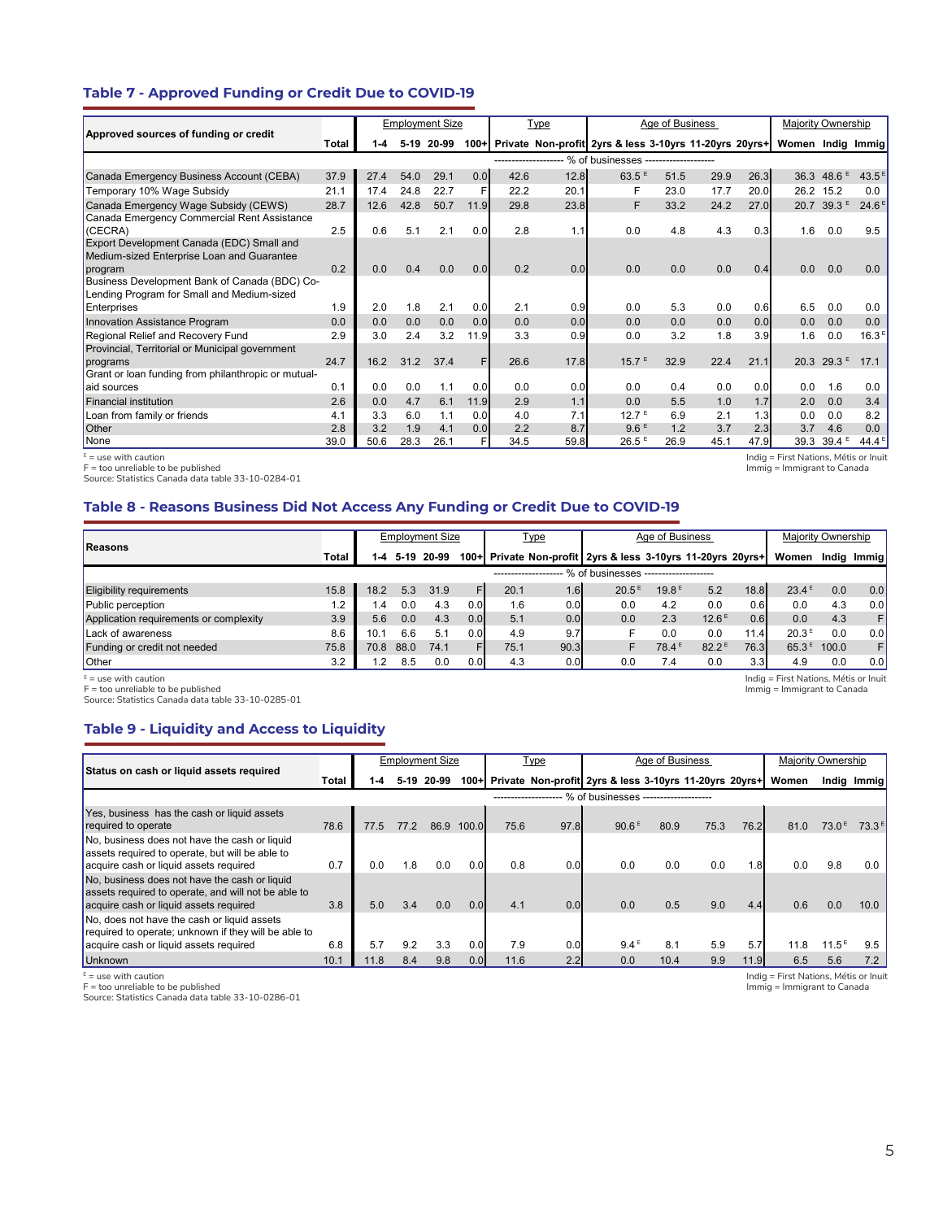## Table 7 - Approved Funding or Credit Due to COVID-19

| Approved sources of funding or credit | | Employment Size | | | | Type | | Age of Business | | | | Majority Ownership | | |
|---|---|---|---|---|---|---|---|---|---|---|---|---|---|---|
| | Total | 1-4 | 5-19 | 20-99 | 100+ | Private | Non-profit | 2yrs & less | 3-10yrs | 11-20yrs | 20yrs+ | Women | Indig | Immig |
| | % of businesses | | | | | | | | | | | | | |
| Canada Emergency Business Account (CEBA) | 37.9 | 27.4 | 54.0 | 29.1 | 0.0 | 42.6 | 12.8 | 63.5 E | 51.5 | 29.9 | 26.3 | 36.3 | 48.6 E | 43.5 E |
| Temporary 10% Wage Subsidy | 21.1 | 17.4 | 24.8 | 22.7 | F | 22.2 | 20.1 | F | 23.0 | 17.7 | 20.0 | 26.2 | 15.2 | 0.0 |
| Canada Emergency Wage Subsidy (CEWS) | 28.7 | 12.6 | 42.8 | 50.7 | 11.9 | 29.8 | 23.8 | F | 33.2 | 24.2 | 27.0 | 20.7 | 39.3 E | 24.6 E |
| Canada Emergency Commercial Rent Assistance (CECRA) | 2.5 | 0.6 | 5.1 | 2.1 | 0.0 | 2.8 | 1.1 | 0.0 | 4.8 | 4.3 | 0.3 | 1.6 | 0.0 | 9.5 |
| Export Development Canada (EDC) Small and Medium-sized Enterprise Loan and Guarantee program | 0.2 | 0.0 | 0.4 | 0.0 | 0.0 | 0.2 | 0.0 | 0.0 | 0.0 | 0.0 | 0.4 | 0.0 | 0.0 | 0.0 |
| Business Development Bank of Canada (BDC) Co-Lending Program for Small and Medium-sized Enterprises | 1.9 | 2.0 | 1.8 | 2.1 | 0.0 | 2.1 | 0.9 | 0.0 | 5.3 | 0.0 | 0.6 | 6.5 | 0.0 | 0.0 |
| Innovation Assistance Program | 0.0 | 0.0 | 0.0 | 0.0 | 0.0 | 0.0 | 0.0 | 0.0 | 0.0 | 0.0 | 0.0 | 0.0 | 0.0 | 0.0 |
| Regional Relief and Recovery Fund | 2.9 | 3.0 | 2.4 | 3.2 | 11.9 | 3.3 | 0.9 | 0.0 | 3.2 | 1.8 | 3.9 | 1.6 | 0.0 | 16.3 E |
| Provincial, Territorial or Municipal government programs | 24.7 | 16.2 | 31.2 | 37.4 | F | 26.6 | 17.8 | 15.7 E | 32.9 | 22.4 | 21.1 | 20.3 | 29.3 E | 17.1 |
| Grant or loan funding from philanthropic or mutual-aid sources | 0.1 | 0.0 | 0.0 | 1.1 | 0.0 | 0.0 | 0.0 | 0.0 | 0.4 | 0.0 | 0.0 | 0.0 | 1.6 | 0.0 |
| Financial institution | 2.6 | 0.0 | 4.7 | 6.1 | 11.9 | 2.9 | 1.1 | 0.0 | 5.5 | 1.0 | 1.7 | 2.0 | 0.0 | 3.4 |
| Loan from family or friends | 4.1 | 3.3 | 6.0 | 1.1 | 0.0 | 4.0 | 7.1 | 12.7 E | 6.9 | 2.1 | 1.3 | 0.0 | 0.0 | 8.2 |
| Other | 2.8 | 3.2 | 1.9 | 4.1 | 0.0 | 2.2 | 8.7 | 9.6 E | 1.2 | 3.7 | 2.3 | 3.7 | 4.6 | 0.0 |
| None | 39.0 | 50.6 | 28.3 | 26.1 | F | 34.5 | 59.8 | 26.5 E | 26.9 | 45.1 | 47.9 | 39.3 | 39.4 E | 44.4 E |

E = use with caution
F = too unreliable to be published
Source: Statistics Canada data table 33-10-0284-01

Indig = First Nations, Métis or Inuit
Immig = Immigrant to Canada

## Table 8 - Reasons Business Did Not Access Any Funding or Credit Due to COVID-19

| Reasons | | Employment Size | | | | Type | | Age of Business | | | | Majority Ownership | | |
|---|---|---|---|---|---|---|---|---|---|---|---|---|---|---|
| | Total | 1-4 | 5-19 | 20-99 | 100+ | Private | Non-profit | 2yrs & less | 3-10yrs | 11-20yrs | 20yrs+ | Women | Indig | Immig |
| | % of businesses | | | | | | | | | | | | | |
| Eligibility requirements | 15.8 | 18.2 | 5.3 | 31.9 | F | 20.1 | 1.6 | 20.5 E | 19.8 E | 5.2 | 18.8 | 23.4 E | 0.0 | 0.0 |
| Public perception | 1.2 | 1.4 | 0.0 | 4.3 | 0.0 | 1.6 | 0.0 | 0.0 | 4.2 | 0.0 | 0.6 | 0.0 | 4.3 | 0.0 |
| Application requirements or complexity | 3.9 | 5.6 | 0.0 | 4.3 | 0.0 | 5.1 | 0.0 | 0.0 | 2.3 | 12.6 E | 0.6 | 0.0 | 4.3 | F |
| Lack of awareness | 8.6 | 10.1 | 6.6 | 5.1 | 0.0 | 4.9 | 9.7 | F | 0.0 | 0.0 | 11.4 | 20.3 E | 0.0 | 0.0 |
| Funding or credit not needed | 75.8 | 70.8 | 88.0 | 74.1 | F | 75.1 | 90.3 | F | 78.4 E | 82.2 E | 76.3 | 65.3 E | 100.0 | F |
| Other | 3.2 | 1.2 | 8.5 | 0.0 | 0.0 | 4.3 | 0.0 | 0.0 | 7.4 | 0.0 | 3.3 | 4.9 | 0.0 | 0.0 |

E = use with caution
F = too unreliable to be published
Source: Statistics Canada data table 33-10-0285-01

Indig = First Nations, Métis or Inuit
Immig = Immigrant to Canada

## Table 9 - Liquidity and Access to Liquidity

| Status on cash or liquid assets required | | Employment Size | | | | Type | | Age of Business | | | | Majority Ownership | | |
|---|---|---|---|---|---|---|---|---|---|---|---|---|---|---|
| | Total | 1-4 | 5-19 | 20-99 | 100+ | Private | Non-profit | 2yrs & less | 3-10yrs | 11-20yrs | 20yrs+ | Women | Indig | Immig |
| | % of businesses | | | | | | | | | | | | | |
| Yes, business has the cash or liquid assets required to operate | 78.6 | 77.5 | 77.2 | 86.9 | 100.0 | 75.6 | 97.8 | 90.6 E | 80.9 | 75.3 | 76.2 | 81.0 | 73.0 E | 73.3 E |
| No, business does not have the cash or liquid assets required to operate, but will be able to acquire cash or liquid assets required | 0.7 | 0.0 | 1.8 | 0.0 | 0.0 | 0.8 | 0.0 | 0.0 | 0.0 | 0.0 | 1.8 | 0.0 | 9.8 | 0.0 |
| No, business does not have the cash or liquid assets required to operate, and will not be able to acquire cash or liquid assets required | 3.8 | 5.0 | 3.4 | 0.0 | 0.0 | 4.1 | 0.0 | 0.0 | 0.5 | 9.0 | 4.4 | 0.6 | 0.0 | 10.0 |
| No, does not have the cash or liquid assets required to operate; unknown if they will be able to acquire cash or liquid assets required | 6.8 | 5.7 | 9.2 | 3.3 | 0.0 | 7.9 | 0.0 | 9.4 E | 8.1 | 5.9 | 5.7 | 11.8 | 11.5 E | 9.5 |
| Unknown | 10.1 | 11.8 | 8.4 | 9.8 | 0.0 | 11.6 | 2.2 | 0.0 | 10.4 | 9.9 | 11.9 | 6.5 | 5.6 | 7.2 |

E = use with caution
F = too unreliable to be published
Source: Statistics Canada data table 33-10-0286-01

Indig = First Nations, Métis or Inuit
Immig = Immigrant to Canada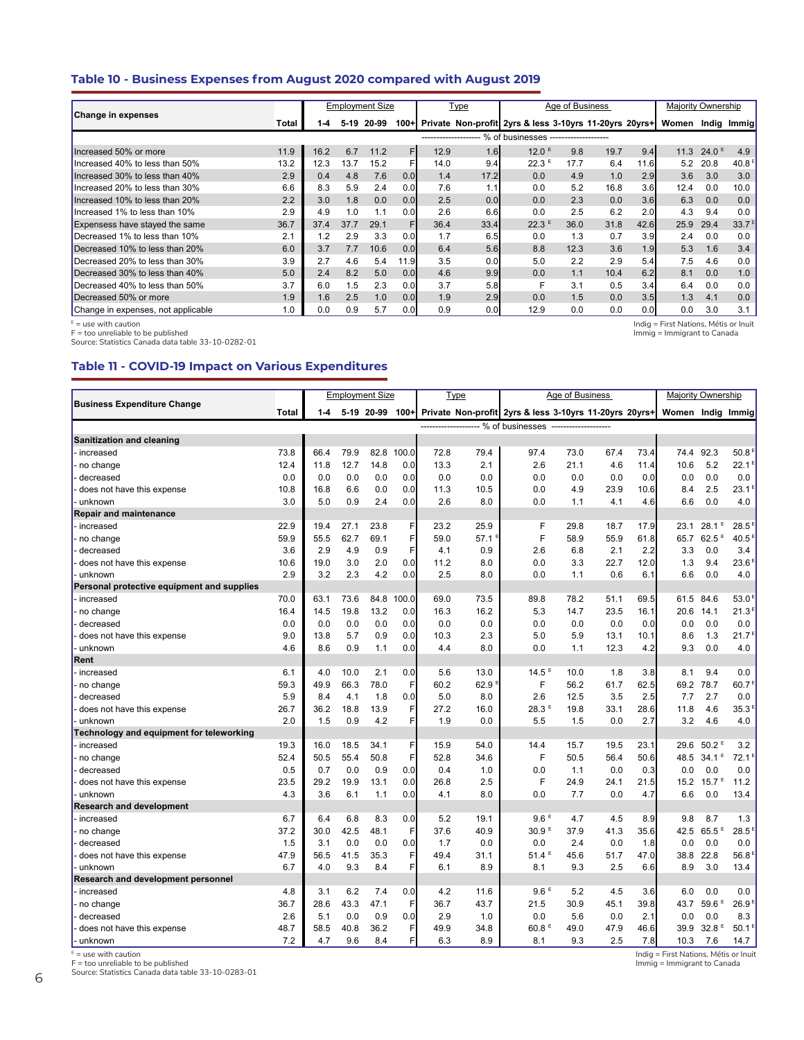## Table 10 - Business Expenses from August 2020 compared with August 2019

| Change in expenses | Total | Employment Size | | | | Type | | Age of Business | | | | Majority Ownership | | |
|---|---|---|---|---|---|---|---|---|---|---|---|---|---|---|
| | | 1-4 | 5-19 | 20-99 | 100+ | Private | Non-profit | 2yrs & less | 3-10yrs | 11-20yrs | 20yrs+ | Women | Indig | Immig |
| | -------------------- % of businesses -------------------- | | | | | | | | | | | | | |
| Increased 50% or more | 11.9 | 16.2 | 6.7 | 11.2 | F | 12.9 | 1.6 | 12.0 E | 9.8 | 19.7 | 9.4 | 11.3 | 24.0 E | 4.9 |
| Increased 40% to less than 50% | 13.2 | 12.3 | 13.7 | 15.2 | F | 14.0 | 9.4 | 22.3 E | 17.7 | 6.4 | 11.6 | 5.2 | 20.8 | 40.8 E |
| Increased 30% to less than 40% | 2.9 | 0.4 | 4.8 | 7.6 | 0.0 | 1.4 | 17.2 | 0.0 | 4.9 | 1.0 | 2.9 | 3.6 | 3.0 | 3.0 |
| Increased 20% to less than 30% | 6.6 | 8.3 | 5.9 | 2.4 | 0.0 | 7.6 | 1.1 | 0.0 | 5.2 | 16.8 | 3.6 | 12.4 | 0.0 | 10.0 |
| Increased 10% to less than 20% | 2.2 | 3.0 | 1.8 | 0.0 | 0.0 | 2.5 | 0.0 | 0.0 | 2.3 | 0.0 | 3.6 | 6.3 | 0.0 | 0.0 |
| Increased 1% to less than 10% | 2.9 | 4.9 | 1.0 | 1.1 | 0.0 | 2.6 | 6.6 | 0.0 | 2.5 | 6.2 | 2.0 | 4.3 | 9.4 | 0.0 |
| Expensess have stayed the same | 36.7 | 37.4 | 37.7 | 29.1 | F | 36.4 | 33.4 | 22.3 E | 36.0 | 31.8 | 42.6 | 25.9 | 29.4 | 33.7 E |
| Decreased 1% to less than 10% | 2.1 | 1.2 | 2.9 | 3.3 | 0.0 | 1.7 | 6.5 | 0.0 | 1.3 | 0.7 | 3.9 | 2.4 | 0.0 | 0.0 |
| Decreased 10% to less than 20% | 6.0 | 3.7 | 7.7 | 10.6 | 0.0 | 6.4 | 5.6 | 8.8 | 12.3 | 3.6 | 1.9 | 5.3 | 1.6 | 3.4 |
| Decreased 20% to less than 30% | 3.9 | 2.7 | 4.6 | 5.4 | 11.9 | 3.5 | 0.0 | 5.0 | 2.2 | 2.9 | 5.4 | 7.5 | 4.6 | 0.0 |
| Decreased 30% to less than 40% | 5.0 | 2.4 | 8.2 | 5.0 | 0.0 | 4.6 | 9.9 | 0.0 | 1.1 | 10.4 | 6.2 | 8.1 | 0.0 | 1.0 |
| Decreased 40% to less than 50% | 3.7 | 6.0 | 1.5 | 2.3 | 0.0 | 3.7 | 5.8 | F | 3.1 | 0.5 | 3.4 | 6.4 | 0.0 | 0.0 |
| Decreased 50% or more | 1.9 | 1.6 | 2.5 | 1.0 | 0.0 | 1.9 | 2.9 | 0.0 | 1.5 | 0.0 | 3.5 | 1.3 | 4.1 | 0.0 |
| Change in expenses, not applicable | 1.0 | 0.0 | 0.9 | 5.7 | 0.0 | 0.9 | 0.0 | 12.9 | 0.0 | 0.0 | 0.0 | 0.0 | 3.0 | 3.1 |

E = use with caution
F = too unreliable to be published
Source: Statistics Canada data table 33-10-0282-01

Indig = First Nations, Métis or Inuit
Immig = Immigrant to Canada

## Table 11 - COVID-19 Impact on Various Expenditures

| Business Expenditure Change | Total | Employment Size | | | | Type | | Age of Business | | | | Majority Ownership | | |
|---|---|---|---|---|---|---|---|---|---|---|---|---|---|---|
| | | 1-4 | 5-19 | 20-99 | 100+ | Private | Non-profit | 2yrs & less | 3-10yrs | 11-20yrs | 20yrs+ | Women | Indig | Immig |
| | -------------------- % of businesses -------------------- | | | | | | | | | | | | | |
| **Sanitization and cleaning** | | | | | | | | | | | | | | |
| - increased | 73.8 | 66.4 | 79.9 | 82.8 | 100.0 | 72.8 | 79.4 | 97.4 | 73.0 | 67.4 | 73.4 | 74.4 | 92.3 | 50.8 E |
| - no change | 12.4 | 11.8 | 12.7 | 14.8 | 0.0 | 13.3 | 2.1 | 2.6 | 21.1 | 4.6 | 11.4 | 10.6 | 5.2 | 22.1 E |
| - decreased | 0.0 | 0.0 | 0.0 | 0.0 | 0.0 | 0.0 | 0.0 | 0.0 | 0.0 | 0.0 | 0.0 | 0.0 | 0.0 | 0.0 |
| - does not have this expense | 10.8 | 16.8 | 6.6 | 0.0 | 0.0 | 11.3 | 10.5 | 0.0 | 4.9 | 23.9 | 10.6 | 8.4 | 2.5 | 23.1 E |
| - unknown | 3.0 | 5.0 | 0.9 | 2.4 | 0.0 | 2.6 | 8.0 | 0.0 | 1.1 | 4.1 | 4.6 | 6.6 | 0.0 | 4.0 |
| **Repair and maintenance** | | | | | | | | | | | | | | |
| - increased | 22.9 | 19.4 | 27.1 | 23.8 | F | 23.2 | 25.9 | F | 29.8 | 18.7 | 17.9 | 23.1 | 28.1 E | 28.5 E |
| - no change | 59.9 | 55.5 | 62.7 | 69.1 | F | 59.0 | 57.1 E | F | 58.9 | 55.9 | 61.8 | 65.7 | 62.5 E | 40.5 E |
| - decreased | 3.6 | 2.9 | 4.9 | 0.9 | F | 4.1 | 0.9 | 2.6 | 6.8 | 2.1 | 2.2 | 3.3 | 0.0 | 3.4 |
| - does not have this expense | 10.6 | 19.0 | 3.0 | 2.0 | 0.0 | 11.2 | 8.0 | 0.0 | 3.3 | 22.7 | 12.0 | 1.3 | 9.4 | 23.6 E |
| - unknown | 2.9 | 3.2 | 2.3 | 4.2 | 0.0 | 2.5 | 8.0 | 0.0 | 1.1 | 0.6 | 6.1 | 6.6 | 0.0 | 4.0 |
| **Personal protective equipment and supplies** | | | | | | | | | | | | | | |
| - increased | 70.0 | 63.1 | 73.6 | 84.8 | 100.0 | 69.0 | 73.5 | 89.8 | 78.2 | 51.1 | 69.5 | 61.5 | 84.6 | 53.0 E |
| - no change | 16.4 | 14.5 | 19.8 | 13.2 | 0.0 | 16.3 | 16.2 | 5.3 | 14.7 | 23.5 | 16.1 | 20.6 | 14.1 | 21.3 E |
| - decreased | 0.0 | 0.0 | 0.0 | 0.0 | 0.0 | 0.0 | 0.0 | 0.0 | 0.0 | 0.0 | 0.0 | 0.0 | 0.0 | 0.0 |
| - does not have this expense | 9.0 | 13.8 | 5.7 | 0.9 | 0.0 | 10.3 | 2.3 | 5.0 | 5.9 | 13.1 | 10.1 | 8.6 | 1.3 | 21.7 E |
| - unknown | 4.6 | 8.6 | 0.9 | 1.1 | 0.0 | 4.4 | 8.0 | 0.0 | 1.1 | 12.3 | 4.2 | 9.3 | 0.0 | 4.0 |
| **Rent** | | | | | | | | | | | | | | |
| - increased | 6.1 | 4.0 | 10.0 | 2.1 | 0.0 | 5.6 | 13.0 | 14.5 E | 10.0 | 1.8 | 3.8 | 8.1 | 9.4 | 0.0 |
| - no change | 59.3 | 49.9 | 66.3 | 78.0 | F | 60.2 | 62.9 E | F | 56.2 | 61.7 | 62.5 | 69.2 | 78.7 | 60.7 E |
| - decreased | 5.9 | 8.4 | 4.1 | 1.8 | 0.0 | 5.0 | 8.0 | 2.6 | 12.5 | 3.5 | 2.5 | 7.7 | 2.7 | 0.0 |
| - does not have this expense | 26.7 | 36.2 | 18.8 | 13.9 | F | 27.2 | 16.0 | 28.3 E | 19.8 | 33.1 | 28.6 | 11.8 | 4.6 | 35.3 E |
| - unknown | 2.0 | 1.5 | 0.9 | 4.2 | F | 1.9 | 0.0 | 5.5 | 1.5 | 0.0 | 2.7 | 3.2 | 4.6 | 4.0 |
| **Technology and equipment for teleworking** | | | | | | | | | | | | | | |
| - increased | 19.3 | 16.0 | 18.5 | 34.1 | F | 15.9 | 54.0 | 14.4 | 15.7 | 19.5 | 23.1 | 29.6 | 50.2 E | 3.2 |
| - no change | 52.4 | 50.5 | 55.4 | 50.8 | F | 52.8 | 34.6 | F | 50.5 | 56.4 | 50.6 | 48.5 | 34.1 E | 72.1 E |
| - decreased | 0.5 | 0.7 | 0.0 | 0.9 | 0.0 | 0.4 | 1.0 | 0.0 | 1.1 | 0.0 | 0.3 | 0.0 | 0.0 | 0.0 |
| - does not have this expense | 23.5 | 29.2 | 19.9 | 13.1 | 0.0 | 26.8 | 2.5 | F | 24.9 | 24.1 | 21.5 | 15.2 | 15.7 E | 11.2 |
| - unknown | 4.3 | 3.6 | 6.1 | 1.1 | 0.0 | 4.1 | 8.0 | 0.0 | 7.7 | 0.0 | 4.7 | 6.6 | 0.0 | 13.4 |
| **Research and development** | | | | | | | | | | | | | | |
| - increased | 6.7 | 6.4 | 6.8 | 8.3 | 0.0 | 5.2 | 19.1 | 9.6 E | 4.7 | 4.5 | 8.9 | 9.8 | 8.7 | 1.3 |
| - no change | 37.2 | 30.0 | 42.5 | 48.1 | F | 37.6 | 40.9 | 30.9 E | 37.9 | 41.3 | 35.6 | 42.5 | 65.5 E | 28.5 E |
| - decreased | 1.5 | 3.1 | 0.0 | 0.0 | 0.0 | 1.7 | 0.0 | 0.0 | 2.4 | 0.0 | 1.8 | 0.0 | 0.0 | 0.0 |
| - does not have this expense | 47.9 | 56.5 | 41.5 | 35.3 | F | 49.4 | 31.1 | 51.4 E | 45.6 | 51.7 | 47.0 | 38.8 | 22.8 | 56.8 E |
| - unknown | 6.7 | 4.0 | 9.3 | 8.4 | F | 6.1 | 8.9 | 8.1 | 9.3 | 2.5 | 6.6 | 8.9 | 3.0 | 13.4 |
| **Research and development personnel** | | | | | | | | | | | | | | |
| - increased | 4.8 | 3.1 | 6.2 | 7.4 | 0.0 | 4.2 | 11.6 | 9.6 E | 5.2 | 4.5 | 3.6 | 6.0 | 0.0 | 0.0 |
| - no change | 36.7 | 28.6 | 43.3 | 47.1 | F | 36.7 | 43.7 | 21.5 | 30.9 | 45.1 | 39.8 | 43.7 | 59.6 E | 26.9 E |
| - decreased | 2.6 | 5.1 | 0.0 | 0.9 | 0.0 | 2.9 | 1.0 | 0.0 | 5.6 | 0.0 | 2.1 | 0.0 | 0.0 | 8.3 |
| - does not have this expense | 48.7 | 58.5 | 40.8 | 36.2 | F | 49.9 | 34.8 | 60.8 E | 49.0 | 47.9 | 46.6 | 39.9 | 32.8 E | 50.1 E |
| - unknown | 7.2 | 4.7 | 9.6 | 8.4 | F | 6.3 | 8.9 | 8.1 | 9.3 | 2.5 | 7.8 | 10.3 | 7.6 | 14.7 |

E = use with caution
F = too unreliable to be published
Source: Statistics Canada data table 33-10-0283-01

Indig = First Nations, Métis or Inuit
Immig = Immigrant to Canada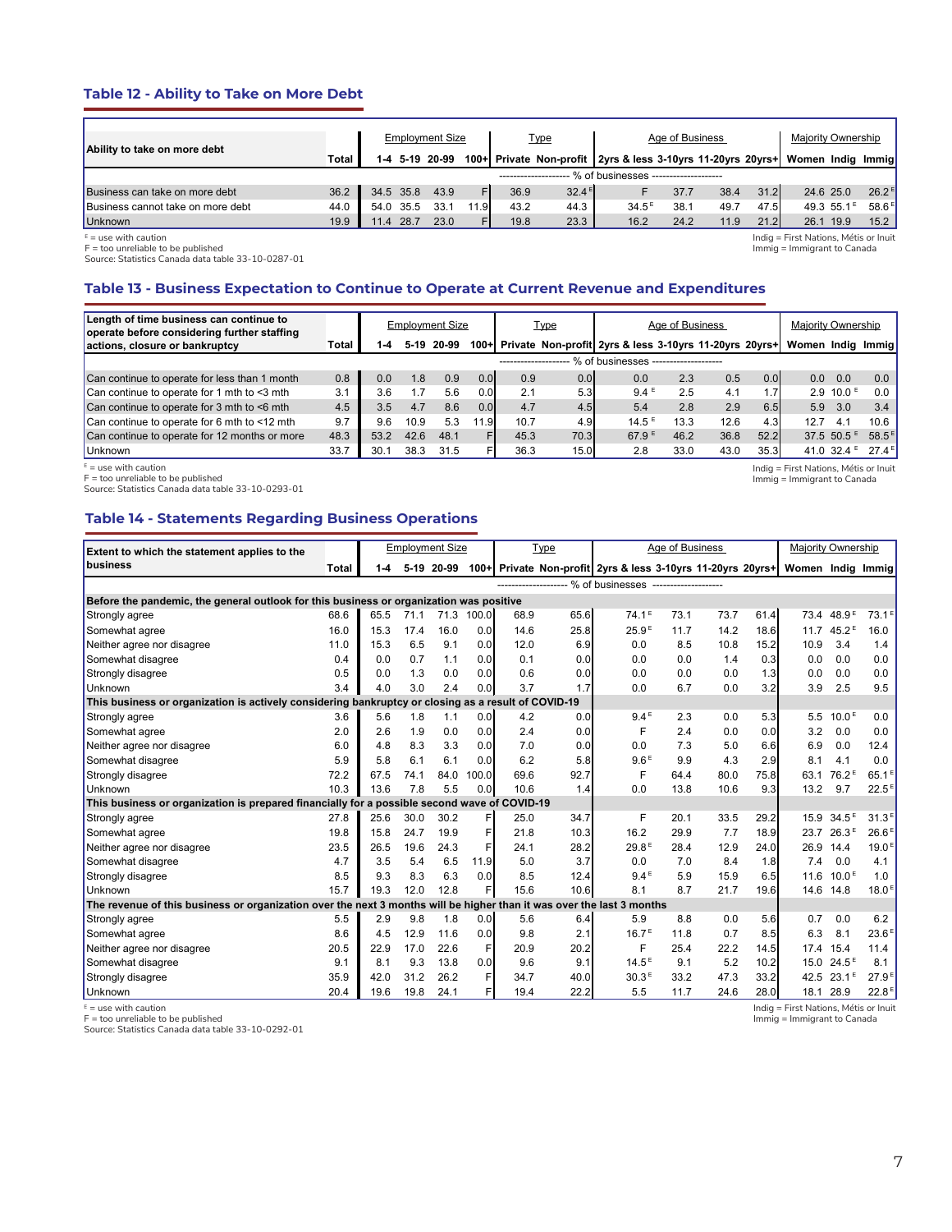### Table 12 - Ability to Take on More Debt

| Ability to take on more debt | Total | Employment Size | | | | Type | | Age of Business | | | | Majority Ownership | | |
|---|---|---|---|---|---|---|---|---|---|---|---|---|---|---|
| | | 1-4 | 5-19 | 20-99 | 100+ | Private | Non-profit | 2yrs & less | 3-10yrs | 11-20yrs | 20yrs+ | Women | Indig | Immig |
| | % of businesses | | | | | | | | | | | | | |
| Business can take on more debt | 36.2 | 34.5 | 35.8 | 43.9 | F | 36.9 | 32.4 E | F | 37.7 | 38.4 | 31.2 | 24.6 | 25.0 | 26.2 E |
| Business cannot take on more debt | 44.0 | 54.0 | 35.5 | 33.1 | 11.9 | 43.2 | 44.3 | 34.5 E | 38.1 | 49.7 | 47.5 | 49.3 | 55.1 E | 58.6 E |
| Unknown | 19.9 | 11.4 | 28.7 | 23.0 | F | 19.8 | 23.3 | 16.2 | 24.2 | 11.9 | 21.2 | 26.1 | 19.9 | 15.2 |

E = use with caution
F = too unreliable to be published
Source: Statistics Canada data table 33-10-0287-01

Indig = First Nations, Métis or Inuit
Immig = Immigrant to Canada

### Table 13 - Business Expectation to Continue to Operate at Current Revenue and Expenditures

| Length of time business can continue to operate before considering further staffing actions, closure or bankruptcy | Total | Employment Size | | | | Type | | Age of Business | | | | Majority Ownership | | |
|---|---|---|---|---|---|---|---|---|---|---|---|---|---|---|
| | | 1-4 | 5-19 | 20-99 | 100+ | Private | Non-profit | 2yrs & less | 3-10yrs | 11-20yrs | 20yrs+ | Women | Indig | Immig |
| | % of businesses | | | | | | | | | | | | | |
| Can continue to operate for less than 1 month | 0.8 | 0.0 | 1.8 | 0.9 | 0.0 | 0.9 | 0.0 | 0.0 | 2.3 | 0.5 | 0.0 | 0.0 | 0.0 | 0.0 |
| Can continue to operate for 1 mth to <3 mth | 3.1 | 3.6 | 1.7 | 5.6 | 0.0 | 2.1 | 5.3 | 9.4 E | 2.5 | 4.1 | 1.7 | 2.9 | 10.0 E | 0.0 |
| Can continue to operate for 3 mth to <6 mth | 4.5 | 3.5 | 4.7 | 8.6 | 0.0 | 4.7 | 4.5 | 5.4 | 2.8 | 2.9 | 6.5 | 5.9 | 3.0 | 3.4 |
| Can continue to operate for 6 mth to <12 mth | 9.7 | 9.6 | 10.9 | 5.3 | 11.9 | 10.7 | 4.9 | 14.5 E | 13.3 | 12.6 | 4.3 | 12.7 | 4.1 | 10.6 |
| Can continue to operate for 12 months or more | 48.3 | 53.2 | 42.6 | 48.1 | F | 45.3 | 70.3 | 67.9 E | 46.2 | 36.8 | 52.2 | 37.5 | 50.5 E | 58.5 E |
| Unknown | 33.7 | 30.1 | 38.3 | 31.5 | F | 36.3 | 15.0 | 2.8 | 33.0 | 43.0 | 35.3 | 41.0 | 32.4 E | 27.4 E |

E = use with caution
F = too unreliable to be published
Source: Statistics Canada data table 33-10-0293-01

Indig = First Nations, Métis or Inuit
Immig = Immigrant to Canada

### Table 14 - Statements Regarding Business Operations

| Extent to which the statement applies to the business | Total | Employment Size | | | | Type | | Age of Business | | | | Majority Ownership | | |
|---|---|---|---|---|---|---|---|---|---|---|---|---|---|---|
| | | 1-4 | 5-19 | 20-99 | 100+ | Private | Non-profit | 2yrs & less | 3-10yrs | 11-20yrs | 20yrs+ | Women | Indig | Immig |
| | % of businesses | | | | | | | | | | | | | |
| **Before the pandemic, the general outlook for this business or organization was positive** | | | | | | | | | | | | | | |
| Strongly agree | 68.6 | 65.5 | 71.1 | 71.3 | 100.0 | 68.9 | 65.6 | 74.1 E | 73.1 | 73.7 | 61.4 | 73.4 | 48.9 E | 73.1 E |
| Somewhat agree | 16.0 | 15.3 | 17.4 | 16.0 | 0.0 | 14.6 | 25.8 | 25.9 E | 11.7 | 14.2 | 18.6 | 11.7 | 45.2 E | 16.0 |
| Neither agree nor disagree | 11.0 | 15.3 | 6.5 | 9.1 | 0.0 | 12.0 | 6.9 | 0.0 | 8.5 | 10.8 | 15.2 | 10.9 | 3.4 | 1.4 |
| Somewhat disagree | 0.4 | 0.0 | 0.7 | 1.1 | 0.0 | 0.1 | 0.0 | 0.0 | 0.0 | 1.4 | 0.3 | 0.0 | 0.0 | 0.0 |
| Strongly disagree | 0.5 | 0.0 | 1.3 | 0.0 | 0.0 | 0.6 | 0.0 | 0.0 | 0.0 | 0.0 | 1.3 | 0.0 | 0.0 | 0.0 |
| Unknown | 3.4 | 4.0 | 3.0 | 2.4 | 0.0 | 3.7 | 1.7 | 0.0 | 6.7 | 0.0 | 3.2 | 3.9 | 2.5 | 9.5 |
| **This business or organization is actively considering bankruptcy or closing as a result of COVID-19** | | | | | | | | | | | | | | |
| Strongly agree | 3.6 | 5.6 | 1.8 | 1.1 | 0.0 | 4.2 | 0.0 | 9.4 E | 2.3 | 0.0 | 5.3 | 5.5 | 10.0 E | 0.0 |
| Somewhat agree | 2.0 | 2.6 | 1.9 | 0.0 | 0.0 | 2.4 | 0.0 | F | 2.4 | 0.0 | 0.0 | 3.2 | 0.0 | 0.0 |
| Neither agree nor disagree | 6.0 | 4.8 | 8.3 | 3.3 | 0.0 | 7.0 | 0.0 | 0.0 | 7.3 | 5.0 | 6.6 | 6.9 | 0.0 | 12.4 |
| Somewhat disagree | 5.9 | 5.8 | 6.1 | 6.1 | 0.0 | 6.2 | 5.8 | 9.6 E | 9.9 | 4.3 | 2.9 | 8.1 | 4.1 | 0.0 |
| Strongly disagree | 72.2 | 67.5 | 74.1 | 84.0 | 100.0 | 69.6 | 92.7 | F | 64.4 | 80.0 | 75.8 | 63.1 | 76.2 E | 65.1 E |
| Unknown | 10.3 | 13.6 | 7.8 | 5.5 | 0.0 | 10.6 | 1.4 | 0.0 | 13.8 | 10.6 | 9.3 | 13.2 | 9.7 | 22.5 E |
| **This business or organization is prepared financially for a possible second wave of COVID-19** | | | | | | | | | | | | | | |
| Strongly agree | 27.8 | 25.6 | 30.0 | 30.2 | F | 25.0 | 34.7 | F | 20.1 | 33.5 | 29.2 | 15.9 | 34.5 E | 31.3 E |
| Somewhat agree | 19.8 | 15.8 | 24.7 | 19.9 | F | 21.8 | 10.3 | 16.2 | 29.9 | 7.7 | 18.9 | 23.7 | 26.3 E | 26.6 E |
| Neither agree nor disagree | 23.5 | 26.5 | 19.6 | 24.3 | F | 24.1 | 28.2 | 29.8 E | 28.4 | 12.9 | 24.0 | 26.9 | 14.4 | 19.0 E |
| Somewhat disagree | 4.7 | 3.5 | 5.4 | 6.5 | 11.9 | 5.0 | 3.7 | 0.0 | 7.0 | 8.4 | 1.8 | 7.4 | 0.0 | 4.1 |
| Strongly disagree | 8.5 | 9.3 | 8.3 | 6.3 | 0.0 | 8.5 | 12.4 | 9.4 E | 5.9 | 15.9 | 6.5 | 11.6 | 10.0 E | 1.0 |
| Unknown | 15.7 | 19.3 | 12.0 | 12.8 | F | 15.6 | 10.6 | 8.1 | 8.7 | 21.7 | 19.6 | 14.6 | 14.8 | 18.0 E |
| **The revenue of this business or organization over the next 3 months will be higher than it was over the last 3 months** | | | | | | | | | | | | | | |
| Strongly agree | 5.5 | 2.9 | 9.8 | 1.8 | 0.0 | 5.6 | 6.4 | 5.9 | 8.8 | 0.0 | 5.6 | 0.7 | 0.0 | 6.2 |
| Somewhat agree | 8.6 | 4.5 | 12.9 | 11.6 | 0.0 | 9.8 | 2.1 | 16.7 E | 11.8 | 0.7 | 8.5 | 6.3 | 8.1 | 23.6 E |
| Neither agree nor disagree | 20.5 | 22.9 | 17.0 | 22.6 | F | 20.9 | 20.2 | F | 25.4 | 22.2 | 14.5 | 17.4 | 15.4 | 11.4 |
| Somewhat disagree | 9.1 | 8.1 | 9.3 | 13.8 | 0.0 | 9.6 | 9.1 | 14.5 E | 9.1 | 5.2 | 10.2 | 15.0 | 24.5 E | 8.1 |
| Strongly disagree | 35.9 | 42.0 | 31.2 | 26.2 | F | 34.7 | 40.0 | 30.3 E | 33.2 | 47.3 | 33.2 | 42.5 | 23.1 E | 27.9 E |
| Unknown | 20.4 | 19.6 | 19.8 | 24.1 | F | 19.4 | 22.2 | 5.5 | 11.7 | 24.6 | 28.0 | 18.1 | 28.9 | 22.8 E |

E = use with caution
F = too unreliable to be published
Source: Statistics Canada data table 33-10-0292-01

Indig = First Nations, Métis or Inuit
Immig = Immigrant to Canada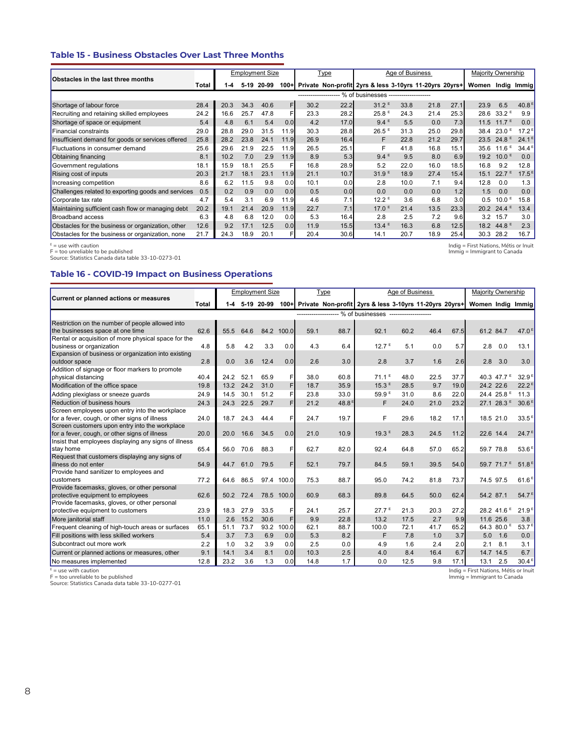### Table 15 - Business Obstacles Over Last Three Months

| Obstacles in the last three months | Total | Employment Size | | | | Type | | Age of Business | | | | Majority Ownership | | |
|---|---|---|---|---|---|---|---|---|---|---|---|---|---|---|
| | | 1-4 | 5-19 | 20-99 | 100+ | Private | Non-profit | 2yrs & less | 3-10yrs | 11-20yrs | 20yrs+ | Women | Indig | Immig |
| | % of businesses | | | | | | | | | | | | | |
| Shortage of labour force | 28.4 | 20.3 | 34.3 | 40.6 | F | 30.2 | 22.2 | 31.2 E | 33.8 | 21.8 | 27.1 | 23.9 | 6.5 | 40.8 E |
| Recruiting and retaining skilled employees | 24.2 | 16.6 | 25.7 | 47.8 | F | 23.3 | 28.2 | 25.8 E | 24.3 | 21.4 | 25.3 | 28.6 | 33.2 E | 9.9 |
| Shortage of space or equipment | 5.4 | 4.8 | 6.1 | 5.4 | 0.0 | 4.2 | 17.0 | 9.4 E | 5.5 | 0.0 | 7.3 | 11.5 | 11.7 E | 0.0 |
| Financial constraints | 29.0 | 28.8 | 29.0 | 31.5 | 11.9 | 30.3 | 28.8 | 26.5 E | 31.3 | 25.0 | 29.8 | 38.4 | 23.0 E | 17.2 E |
| Insufficient demand for goods or services offered | 25.8 | 28.2 | 23.8 | 24.1 | 11.9 | 26.9 | 16.4 | F | 22.8 | 21.2 | 29.7 | 23.5 | 24.8 E | 24.1 E |
| Fluctuations in consumer demand | 25.6 | 29.6 | 21.9 | 22.5 | 11.9 | 26.5 | 25.1 | F | 41.8 | 16.8 | 15.1 | 35.6 | 11.6 E | 34.4 E |
| Obtaining financing | 8.1 | 10.2 | 7.0 | 2.9 | 11.9 | 8.9 | 5.3 | 9.4 E | 9.5 | 8.0 | 6.9 | 19.2 | 10.0 E | 0.0 |
| Government regulations | 18.1 | 15.9 | 18.1 | 25.5 | F | 16.8 | 28.9 | 5.2 | 22.0 | 16.0 | 18.5 | 16.8 | 9.2 | 12.8 |
| Rising cost of inputs | 20.3 | 21.7 | 18.1 | 23.1 | 11.9 | 21.1 | 10.7 | 31.9 E | 18.9 | 27.4 | 15.4 | 15.1 | 22.7 E | 17.5 E |
| Increasing competition | 8.6 | 6.2 | 11.5 | 9.8 | 0.0 | 10.1 | 0.0 | 2.8 | 10.0 | 7.1 | 9.4 | 12.8 | 0.0 | 1.3 |
| Challenges related to exporting goods and services | 0.5 | 0.2 | 0.9 | 0.0 | 0.0 | 0.5 | 0.0 | 0.0 | 0.0 | 0.0 | 1.2 | 1.5 | 0.0 | 0.0 |
| Corporate tax rate | 4.7 | 5.4 | 3.1 | 6.9 | 11.9 | 4.6 | 7.1 | 12.2 E | 3.6 | 6.8 | 3.0 | 0.5 | 10.0 E | 15.8 |
| Maintaining sufficient cash flow or managing debt | 20.2 | 19.1 | 21.4 | 20.9 | 11.9 | 22.7 | 7.1 | 17.0 E | 21.4 | 13.5 | 23.3 | 20.2 | 24.4 E | 13.4 |
| Broadband access | 6.3 | 4.8 | 6.8 | 12.0 | 0.0 | 5.3 | 16.4 | 2.8 | 2.5 | 7.2 | 9.6 | 3.2 | 15.7 | 3.0 |
| Obstacles for the business or organization, other | 12.6 | 9.2 | 17.1 | 12.5 | 0.0 | 11.9 | 15.5 | 13.4 E | 16.3 | 6.8 | 12.5 | 18.2 | 44.8 E | 2.3 |
| Obstacles for the business or organization, none | 21.7 | 24.3 | 18.9 | 20.1 | F | 20.4 | 30.6 | 14.1 | 20.7 | 18.9 | 25.4 | 30.3 | 28.2 | 16.7 |

E = use with caution
F = too unreliable to be published
Source: Statistics Canada data table 33-10-0273-01

Indig = First Nations, Métis or Inuit
Immig = Immigrant to Canada

### Table 16 - COVID-19 Impact on Business Operations

| Current or planned actions or measures | Total | Employment Size | | | | Type | | Age of Business | | | | Majority Ownership | | |
|---|---|---|---|---|---|---|---|---|---|---|---|---|---|---|
| | | 1-4 | 5-19 | 20-99 | 100+ | Private | Non-profit | 2yrs & less | 3-10yrs | 11-20yrs | 20yrs+ | Women | Indig | Immig |
| | % of businesses | | | | | | | | | | | | | |
| Restriction on the number of people allowed into the businesses space at one time | 62.6 | 55.5 | 64.6 | 84.2 | 100.0 | 59.1 | 88.7 | 92.1 | 60.2 | 46.4 | 67.5 | 61.2 | 84.7 | 47.0 E |
| Rental or acquisition of more physical space for the business or organization | 4.8 | 5.8 | 4.2 | 3.3 | 0.0 | 4.3 | 6.4 | 12.7 E | 5.1 | 0.0 | 5.7 | 2.8 | 0.0 | 13.1 |
| Expansion of business or organization into existing outdoor space | 2.8 | 0.0 | 3.6 | 12.4 | 0.0 | 2.6 | 3.0 | 2.8 | 3.7 | 1.6 | 2.6 | 2.8 | 3.0 | 3.0 |
| Addition of signage or floor markers to promote physical distancing | 40.4 | 24.2 | 52.1 | 65.9 | F | 38.0 | 60.8 | 71.1 E | 48.0 | 22.5 | 37.7 | 40.3 | 47.7 E | 32.9 E |
| Modification of the office space | 19.8 | 13.2 | 24.2 | 31.0 | F | 18.7 | 35.9 | 15.3 E | 28.5 | 9.7 | 19.0 | 24.2 | 22.6 | 22.2 E |
| Adding plexiglass or sneeze guards | 24.9 | 14.5 | 30.1 | 51.2 | F | 23.8 | 33.0 | 59.9 E | 31.0 | 8.6 | 22.0 | 24.4 | 25.8 E | 11.3 |
| Reduction of business hours | 24.3 | 24.3 | 22.5 | 29.7 | F | 21.2 | 48.8 E | F | 24.0 | 21.0 | 23.2 | 27.1 | 28.3 E | 30.6 E |
| Screen employees upon entry into the workplace for a fever, cough, or other signs of illness | 24.0 | 18.7 | 24.3 | 44.4 | F | 24.7 | 19.7 | F | 29.6 | 18.2 | 17.1 | 18.5 | 21.0 | 33.5 E |
| Screen customers upon entry into the workplace for a fever, cough, or other signs of illness | 20.0 | 20.0 | 16.6 | 34.5 | 0.0 | 21.0 | 10.9 | 19.3 E | 28.3 | 24.5 | 11.2 | 22.6 | 14.4 | 24.7 E |
| Insist that employees displaying any signs of illness stay home | 65.4 | 56.0 | 70.6 | 88.3 | F | 62.7 | 82.0 | 92.4 | 64.8 | 57.0 | 65.2 | 59.7 | 78.8 | 53.6 E |
| Request that customers displaying any signs of illness do not enter | 54.9 | 44.7 | 61.0 | 79.5 | F | 52.1 | 79.7 | 84.5 | 59.1 | 39.5 | 54.0 | 59.7 | 71.7 E | 51.8 E |
| Provide hand sanitizer to employees and customers | 77.2 | 64.6 | 86.5 | 97.4 | 100.0 | 75.3 | 88.7 | 95.0 | 74.2 | 81.8 | 73.7 | 74.5 | 97.5 | 61.6 E |
| Provide facemasks, gloves, or other personal protective equipment to employees | 62.6 | 50.2 | 72.4 | 78.5 | 100.0 | 60.9 | 68.3 | 89.8 | 64.5 | 50.0 | 62.4 | 54.2 | 87.1 | 54.7 E |
| Provide facemasks, gloves, or other personal protective equipment to customers | 23.9 | 18.3 | 27.9 | 33.5 | F | 24.1 | 25.7 | 27.7 E | 21.3 | 20.3 | 27.2 | 28.2 | 41.6 E | 21.9 E |
| More janitorial staff | 11.0 | 2.6 | 15.2 | 30.6 | F | 9.9 | 22.8 | 13.2 | 17.5 | 2.7 | 9.9 | 11.6 | 25.6 | 3.8 |
| Frequent cleaning of high-touch areas or surfaces | 65.1 | 51.1 | 73.7 | 93.2 | 100.0 | 62.1 | 88.7 | 100.0 | 72.1 | 41.7 | 65.2 | 64.3 | 80.0 E | 53.7 E |
| Fill positions with less skilled workers | 5.4 | 3.7 | 7.3 | 6.9 | 0.0 | 5.3 | 8.2 | F | 7.8 | 1.0 | 3.7 | 5.0 | 1.6 | 0.0 |
| Subcontract out more work | 2.2 | 1.0 | 3.2 | 3.9 | 0.0 | 2.5 | 0.0 | 4.9 | 1.6 | 2.4 | 2.0 | 2.1 | 8.1 | 3.1 |
| Current or planned actions or measures, other | 9.1 | 14.1 | 3.4 | 8.1 | 0.0 | 10.3 | 2.5 | 4.0 | 8.4 | 16.4 | 6.7 | 14.7 | 14.5 | 6.7 |
| No measures implemented | 12.8 | 23.2 | 3.6 | 1.3 | 0.0 | 14.8 | 1.7 | 0.0 | 12.5 | 9.8 | 17.1 | 13.1 | 2.5 | 30.4 E |

E = use with caution
F = too unreliable to be published
Source: Statistics Canada data table 33-10-0277-01

Indig = First Nations, Métis or Inuit
Immig = Immigrant to Canada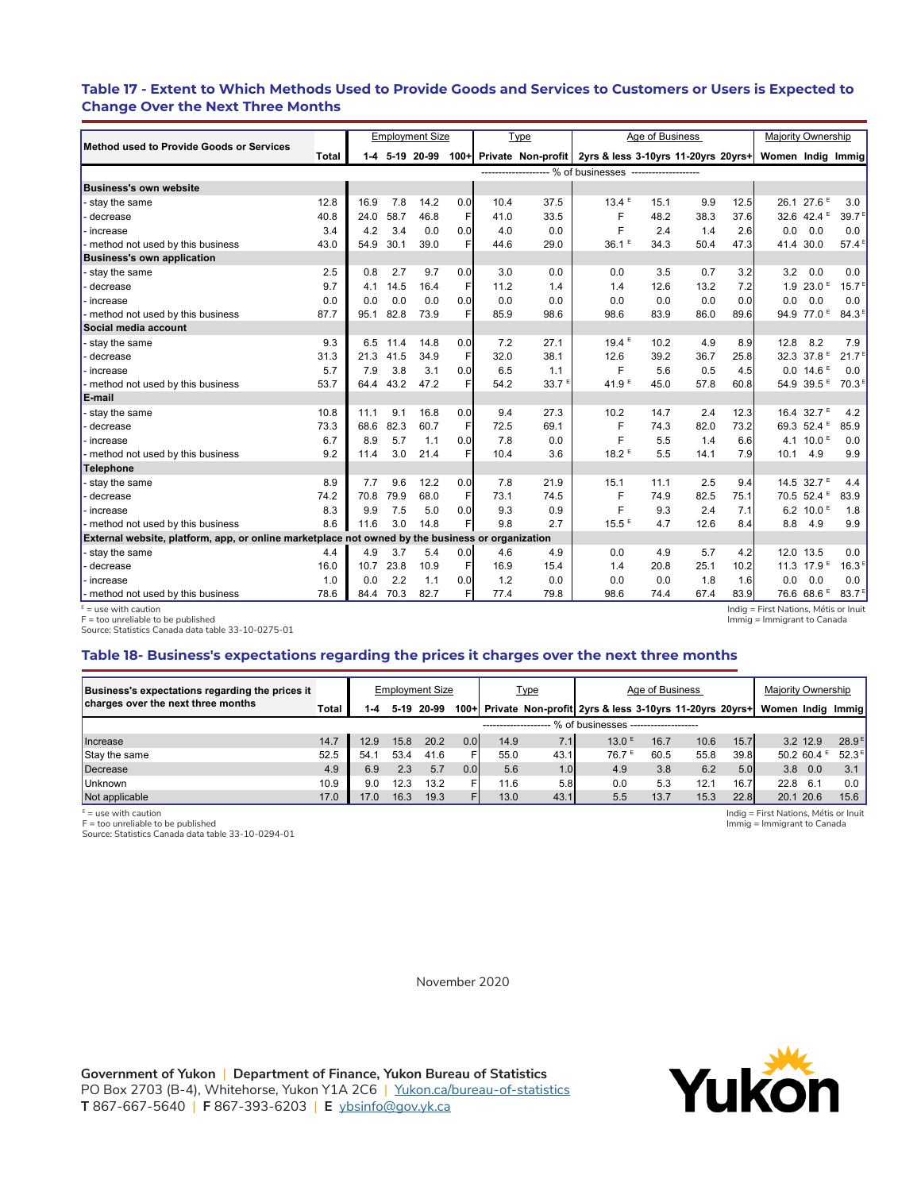### Table 17 - Extent to Which Methods Used to Provide Goods and Services to Customers or Users is Expected to Change Over the Next Three Months

| Method used to Provide Goods or Services | Total | Employment Size | | | | Type | | Age of Business | | | | Majority Ownership | | |
|---|---|---|---|---|---|---|---|---|---|---|---|---|---|---|
| | | 1-4 | 5-19 | 20-99 | 100+ | Private | Non-profit | 2yrs & less | 3-10yrs | 11-20yrs | 20yrs+ | Women | Indig | Immig |
| | % of businesses | | | | | | | | | | | | | |
| **Business's own website** | | | | | | | | | | | | | | |
| - stay the same | 12.8 | 16.9 | 7.8 | 14.2 | 0.0 | 10.4 | 37.5 | 13.4 E | 15.1 | 9.9 | 12.5 | 26.1 | 27.6 E | 3.0 |
| - decrease | 40.8 | 24.0 | 58.7 | 46.8 | F | 41.0 | 33.5 | F | 48.2 | 38.3 | 37.6 | 32.6 | 42.4 E | 39.7 E |
| - increase | 3.4 | 4.2 | 3.4 | 0.0 | 0.0 | 4.0 | 0.0 | F | 2.4 | 1.4 | 2.6 | 0.0 | 0.0 | 0.0 |
| - method not used by this business | 43.0 | 54.9 | 30.1 | 39.0 | F | 44.6 | 29.0 | 36.1 E | 34.3 | 50.4 | 47.3 | 41.4 | 30.0 | 57.4 E |
| **Business's own application** | | | | | | | | | | | | | | |
| - stay the same | 2.5 | 0.8 | 2.7 | 9.7 | 0.0 | 3.0 | 0.0 | 0.0 | 3.5 | 0.7 | 3.2 | 3.2 | 0.0 | 0.0 |
| - decrease | 9.7 | 4.1 | 14.5 | 16.4 | F | 11.2 | 1.4 | 1.4 | 12.6 | 13.2 | 7.2 | 1.9 | 23.0 E | 15.7 E |
| - increase | 0.0 | 0.0 | 0.0 | 0.0 | 0.0 | 0.0 | 0.0 | 0.0 | 0.0 | 0.0 | 0.0 | 0.0 | 0.0 | 0.0 |
| - method not used by this business | 87.7 | 95.1 | 82.8 | 73.9 | F | 85.9 | 98.6 | 98.6 | 83.9 | 86.0 | 89.6 | 94.9 | 77.0 E | 84.3 E |
| **Social media account** | | | | | | | | | | | | | | |
| - stay the same | 9.3 | 6.5 | 11.4 | 14.8 | 0.0 | 7.2 | 27.1 | 19.4 E | 10.2 | 4.9 | 8.9 | 12.8 | 8.2 | 7.9 |
| - decrease | 31.3 | 21.3 | 41.5 | 34.9 | F | 32.0 | 38.1 | 12.6 | 39.2 | 36.7 | 25.8 | 32.3 | 37.8 E | 21.7 E |
| - increase | 5.7 | 7.9 | 3.8 | 3.1 | 0.0 | 6.5 | 1.1 | F | 5.6 | 0.5 | 4.5 | 0.0 | 14.6 E | 0.0 |
| - method not used by this business | 53.7 | 64.4 | 43.2 | 47.2 | F | 54.2 | 33.7 E | 41.9 E | 45.0 | 57.8 | 60.8 | 54.9 | 39.5 E | 70.3 E |
| **E-mail** | | | | | | | | | | | | | | |
| - stay the same | 10.8 | 11.1 | 9.1 | 16.8 | 0.0 | 9.4 | 27.3 | 10.2 | 14.7 | 2.4 | 12.3 | 16.4 | 32.7 E | 4.2 |
| - decrease | 73.3 | 68.6 | 82.3 | 60.7 | F | 72.5 | 69.1 | F | 74.3 | 82.0 | 73.2 | 69.3 | 52.4 E | 85.9 |
| - increase | 6.7 | 8.9 | 5.7 | 1.1 | 0.0 | 7.8 | 0.0 | F | 5.5 | 1.4 | 6.6 | 4.1 | 10.0 E | 0.0 |
| - method not used by this business | 9.2 | 11.4 | 3.0 | 21.4 | F | 10.4 | 3.6 | 18.2 E | 5.5 | 14.1 | 7.9 | 10.1 | 4.9 | 9.9 |
| **Telephone** | | | | | | | | | | | | | | |
| - stay the same | 8.9 | 7.7 | 9.6 | 12.2 | 0.0 | 7.8 | 21.9 | 15.1 | 11.1 | 2.5 | 9.4 | 14.5 | 32.7 E | 4.4 |
| - decrease | 74.2 | 70.8 | 79.9 | 68.0 | F | 73.1 | 74.5 | F | 74.9 | 82.5 | 75.1 | 70.5 | 52.4 E | 83.9 |
| - increase | 8.3 | 9.9 | 7.5 | 5.0 | 0.0 | 9.3 | 0.9 | F | 9.3 | 2.4 | 7.1 | 6.2 | 10.0 E | 1.8 |
| - method not used by this business | 8.6 | 11.6 | 3.0 | 14.8 | F | 9.8 | 2.7 | 15.5 E | 4.7 | 12.6 | 8.4 | 8.8 | 4.9 | 9.9 |
| **External website, platform, app, or online marketplace not owned by the business or organization** | | | | | | | | | | | | | | |
| - stay the same | 4.4 | 4.9 | 3.7 | 5.4 | 0.0 | 4.6 | 4.9 | 0.0 | 4.9 | 5.7 | 4.2 | 12.0 | 13.5 | 0.0 |
| - decrease | 16.0 | 10.7 | 23.8 | 10.9 | F | 16.9 | 15.4 | 1.4 | 20.8 | 25.1 | 10.2 | 11.3 | 17.9 E | 16.3 E |
| - increase | 1.0 | 0.0 | 2.2 | 1.1 | 0.0 | 1.2 | 0.0 | 0.0 | 0.0 | 1.8 | 1.6 | 0.0 | 0.0 | 0.0 |
| - method not used by this business | 78.6 | 84.4 | 70.3 | 82.7 | F | 77.4 | 79.8 | 98.6 | 74.4 | 67.4 | 83.9 | 76.6 | 68.6 E | 83.7 E |

E = use with caution
F = too unreliable to be published
Source: Statistics Canada data table 33-10-0275-01

Indig = First Nations, Métis or Inuit
Immig = Immigrant to Canada

### Table 18- Business's expectations regarding the prices it charges over the next three months

| Business's expectations regarding the prices it charges over the next three months | Total | Employment Size | | | | Type | | Age of Business | | | | Majority Ownership | | |
|---|---|---|---|---|---|---|---|---|---|---|---|---|---|---|
| | | 1-4 | 5-19 | 20-99 | 100+ | Private | Non-profit | 2yrs & less | 3-10yrs | 11-20yrs | 20yrs+ | Women | Indig | Immig |
| | % of businesses | | | | | | | | | | | | | |
| Increase | 14.7 | 12.9 | 15.8 | 20.2 | 0.0 | 14.9 | 7.1 | 13.0 E | 16.7 | 10.6 | 15.7 | 3.2 | 12.9 | 28.9 E |
| Stay the same | 52.5 | 54.1 | 53.4 | 41.6 | F | 55.0 | 43.1 | 76.7 E | 60.5 | 55.8 | 39.8 | 50.2 | 60.4 E | 52.3 E |
| Decrease | 4.9 | 6.9 | 2.3 | 5.7 | 0.0 | 5.6 | 1.0 | 4.9 | 3.8 | 6.2 | 5.0 | 3.8 | 0.0 | 3.1 |
| Unknown | 10.9 | 9.0 | 12.3 | 13.2 | F | 11.6 | 5.8 | 0.0 | 5.3 | 12.1 | 16.7 | 22.8 | 6.1 | 0.0 |
| Not applicable | 17.0 | 17.0 | 16.3 | 19.3 | F | 13.0 | 43.1 | 5.5 | 13.7 | 15.3 | 22.8 | 20.1 | 20.6 | 15.6 |

E = use with caution
F = too unreliable to be published
Source: Statistics Canada data table 33-10-0294-01

Indig = First Nations, Métis or Inuit
Immig = Immigrant to Canada

November 2020

**Government of Yukon** | **Department of Finance, Yukon Bureau of Statistics**
PO Box 2703 (B-4), Whitehorse, Yukon Y1A 2C6 | Yukon.ca/bureau-of-statistics
**T** 867-667-5640 | **F** 867-393-6203 | **E** ybsinfo@gov.yk.ca

Yukon